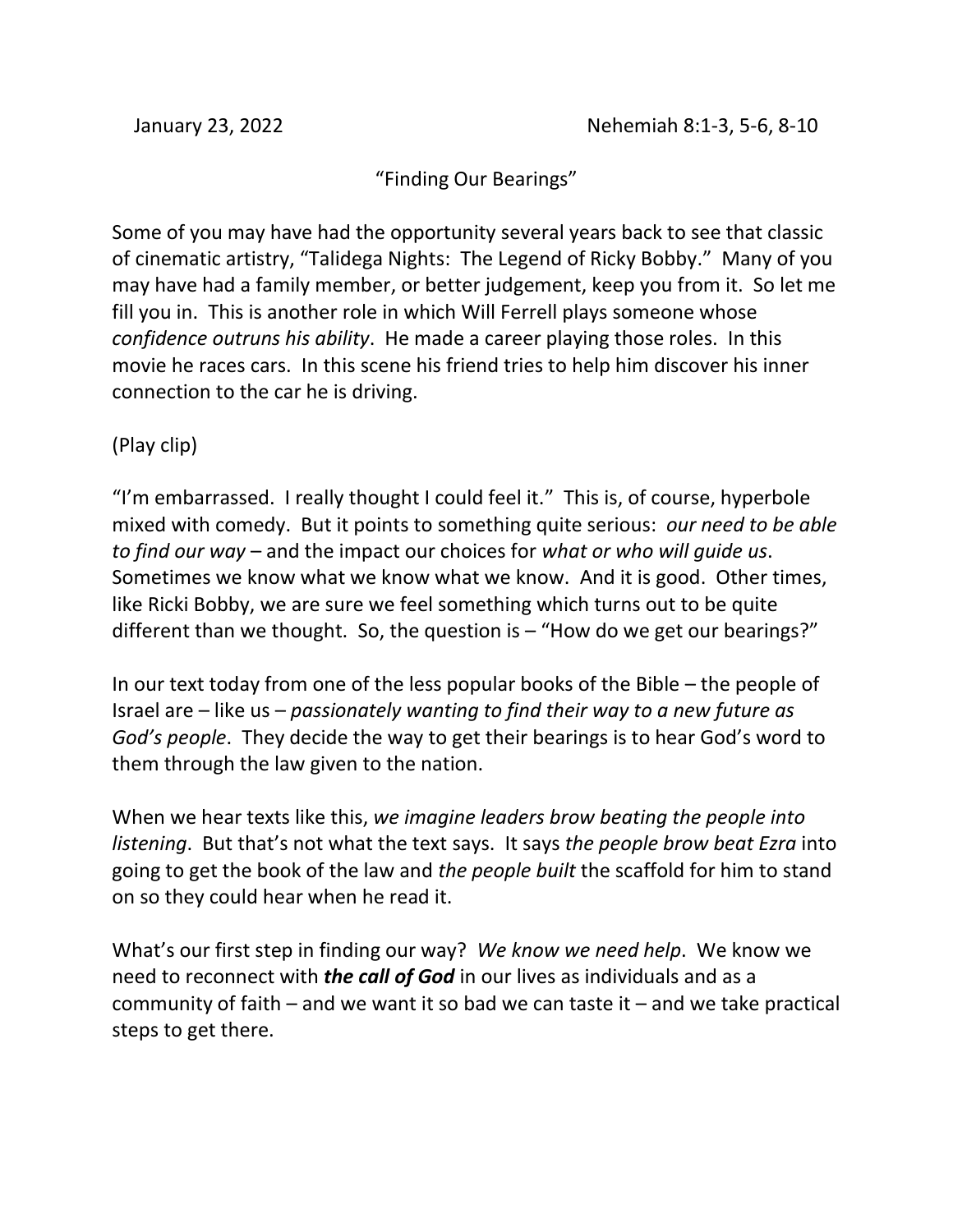January 23, 2022 Nehemiah 8:1-3, 5-6, 8-10

"Finding Our Bearings"

Some of you may have had the opportunity several years back to see that classic of cinematic artistry, "Talidega Nights: The Legend of Ricky Bobby." Many of you may have had a family member, or better judgement, keep you from it. So let me fill you in. This is another role in which Will Ferrell plays someone whose *confidence outruns his ability*. He made a career playing those roles. In this movie he races cars. In this scene his friend tries to help him discover his inner connection to the car he is driving.

(Play clip)

"I'm embarrassed. I really thought I could feel it." This is, of course, hyperbole mixed with comedy. But it points to something quite serious: *our need to be able to find our way* – and the impact our choices for *what or who will guide us*. Sometimes we know what we know what we know. And it is good. Other times, like Ricki Bobby, we are sure we feel something which turns out to be quite different than we thought. So, the question is – "How do we get our bearings?"

In our text today from one of the less popular books of the Bible – the people of Israel are – like us – *passionately wanting to find their way to a new future as God's people*. They decide the way to get their bearings is to hear God's word to them through the law given to the nation.

When we hear texts like this, *we imagine leaders brow beating the people into listening*. But that's not what the text says. It says *the people brow beat Ezra* into going to get the book of the law and *the people built* the scaffold for him to stand on so they could hear when he read it.

What's our first step in finding our way? *We know we need help*. We know we need to reconnect with ***the call of God*** in our lives as individuals and as a community of faith – and we want it so bad we can taste it – and we take practical steps to get there.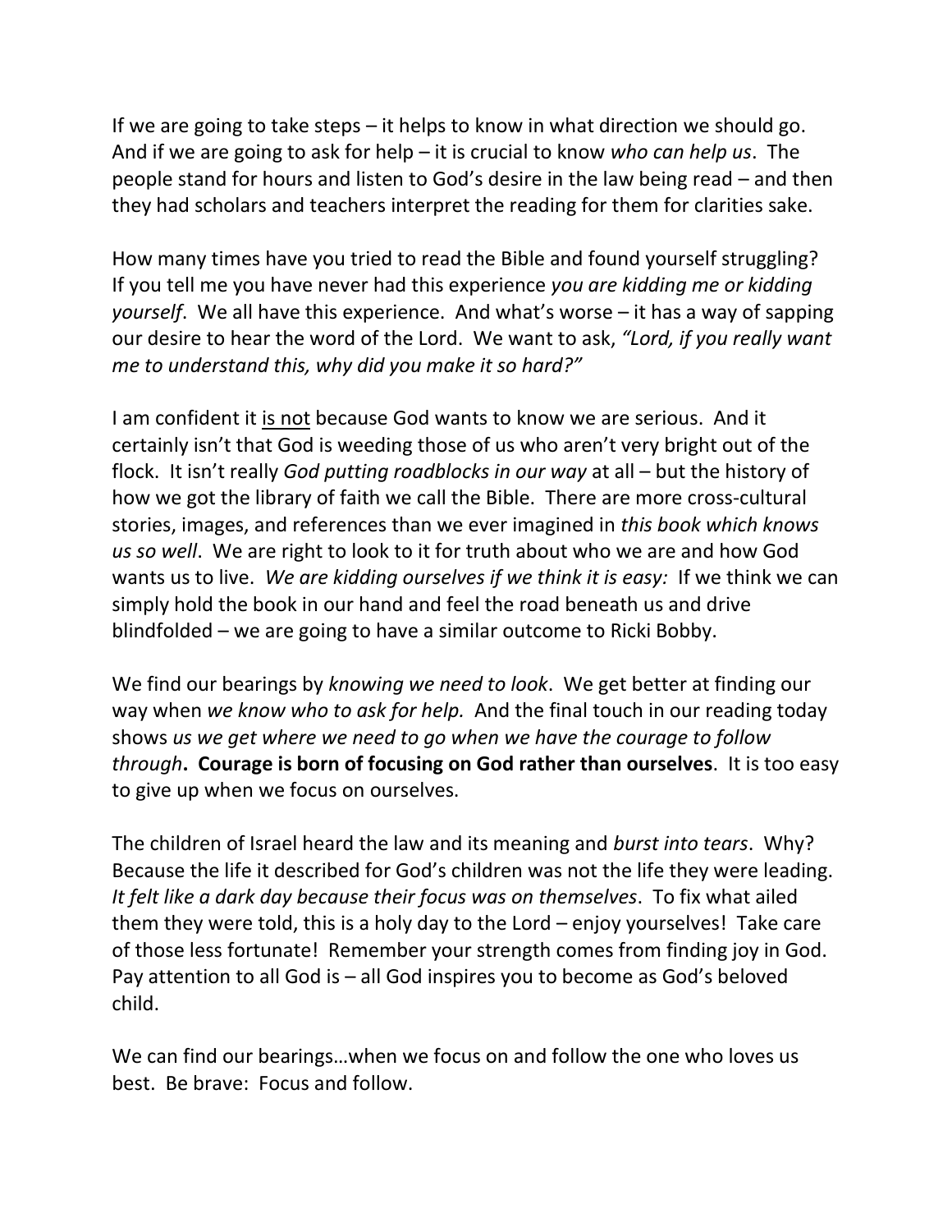If we are going to take steps – it helps to know in what direction we should go. And if we are going to ask for help – it is crucial to know *who can help us*. The people stand for hours and listen to God's desire in the law being read – and then they had scholars and teachers interpret the reading for them for clarities sake.

How many times have you tried to read the Bible and found yourself struggling? If you tell me you have never had this experience *you are kidding me or kidding yourself*. We all have this experience. And what's worse – it has a way of sapping our desire to hear the word of the Lord. We want to ask, *"Lord, if you really want me to understand this, why did you make it so hard?"*

I am confident it <u>is not</u> because God wants to know we are serious. And it certainly isn't that God is weeding those of us who aren't very bright out of the flock. It isn't really *God putting roadblocks in our way* at all – but the history of how we got the library of faith we call the Bible. There are more cross-cultural stories, images, and references than we ever imagined in *this book which knows us so well*. We are right to look to it for truth about who we are and how God wants us to live. *We are kidding ourselves if we think it is easy:* If we think we can simply hold the book in our hand and feel the road beneath us and drive blindfolded – we are going to have a similar outcome to Ricki Bobby.

We find our bearings by *knowing we need to look*. We get better at finding our way when *we know who to ask for help.* And the final touch in our reading today shows *us we get where we need to go when we have the courage to follow through*. **Courage is born of focusing on God rather than ourselves**. It is too easy to give up when we focus on ourselves.

The children of Israel heard the law and its meaning and *burst into tears*. Why? Because the life it described for God's children was not the life they were leading. *It felt like a dark day because their focus was on themselves*. To fix what ailed them they were told, this is a holy day to the Lord – enjoy yourselves! Take care of those less fortunate! Remember your strength comes from finding joy in God. Pay attention to all God is – all God inspires you to become as God's beloved child.

We can find our bearings…when we focus on and follow the one who loves us best. Be brave: Focus and follow.